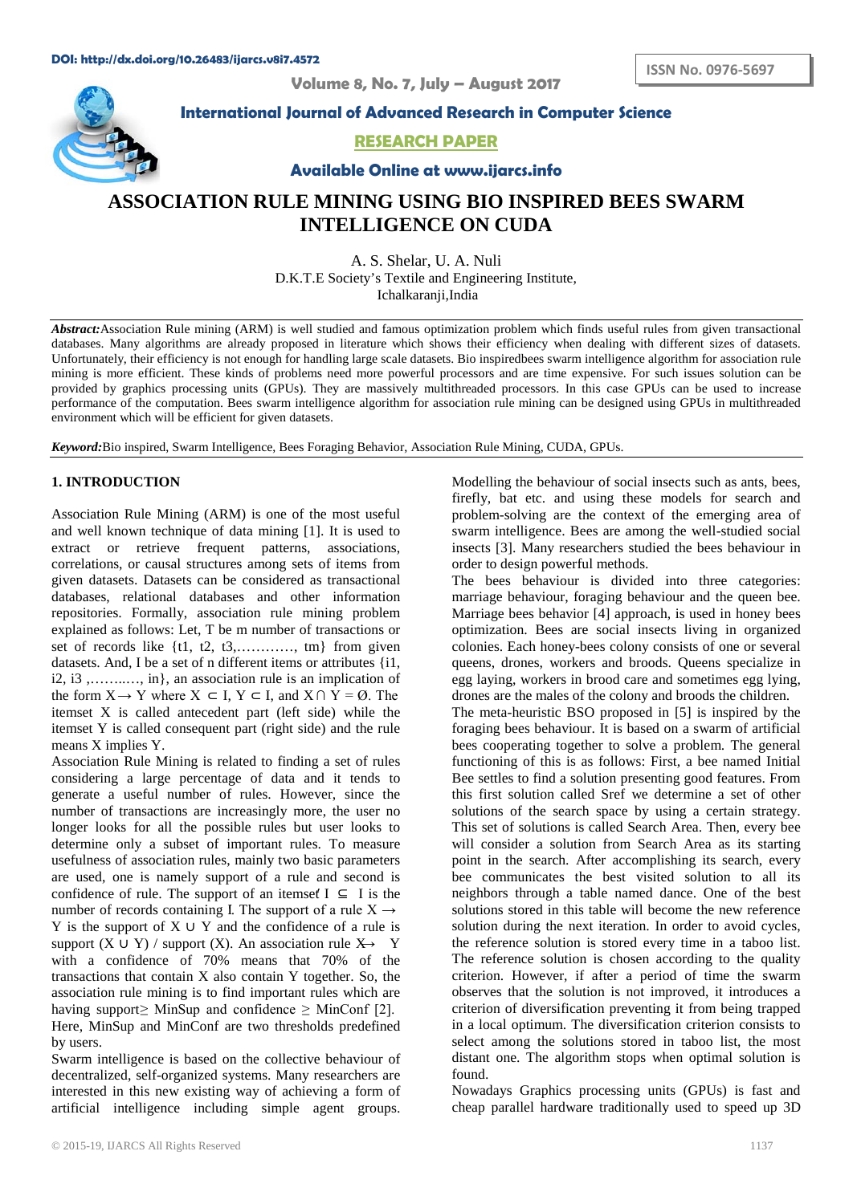DOI: http://dx.doi.org/10.26483/ijarcs.v8i7.4572

**Volume 8, No. 7, July – August 2017**

ISSN No. 0976-5697

**International Journal of Advanced Research in Computer Science**

**RESEARCH PAPER**

**Available Online at www.ijarcs.info**

# ASSOCIATION RULE MINING USING BIO INSPIRED BEES SWARM INTELLIGENCE ON CUDA

A. S. Shelar, U. A. Nuli
D.K.T.E Society's Textile and Engineering Institute,
Ichalkaranji,India

***Abstract:*** Association Rule mining (ARM) is well studied and famous optimization problem which finds useful rules from given transactional databases. Many algorithms are already proposed in literature which shows their efficiency when dealing with different sizes of datasets. Unfortunately, their efficiency is not enough for handling large scale datasets. Bio inspiredbees swarm intelligence algorithm for association rule mining is more efficient. These kinds of problems need more powerful processors and are time expensive. For such issues solution can be provided by graphics processing units (GPUs). They are massively multithreaded processors. In this case GPUs can be used to increase performance of the computation. Bees swarm intelligence algorithm for association rule mining can be designed using GPUs in multithreaded environment which will be efficient for given datasets.

***Keyword:*** Bio inspired, Swarm Intelligence, Bees Foraging Behavior, Association Rule Mining, CUDA, GPUs.

## 1. INTRODUCTION

Association Rule Mining (ARM) is one of the most useful and well known technique of data mining [1]. It is used to extract or retrieve frequent patterns, associations, correlations, or causal structures among sets of items from given datasets. Datasets can be considered as transactional databases, relational databases and other information repositories. Formally, association rule mining problem explained as follows: Let, T be m number of transactions or set of records like {t1, t2, t3,…………, tm} from given datasets. And, I be a set of n different items or attributes {i1, i2, i3 ,……..…, in}, an association rule is an implication of the form $X \rightarrow Y$ where $X \subset I$, $Y \subset I$, and $X \cap Y = \emptyset$. The itemset X is called antecedent part (left side) while the itemset Y is called consequent part (right side) and the rule means X implies Y.

Association Rule Mining is related to finding a set of rules considering a large percentage of data and it tends to generate a useful number of rules. However, since the number of transactions are increasingly more, the user no longer looks for all the possible rules but user looks to determine only a subset of important rules. To measure usefulness of association rules, mainly two basic parameters are used, one is namely support of a rule and second is confidence of rule. The support of an itemset $I \subseteq I$ is the number of records containing I. The support of a rule $X \rightarrow Y$ is the support of $X \cup Y$ and the confidence of a rule is support $(X \cup Y)$ / support (X). An association rule $X \rightarrow Y$ with a confidence of 70% means that 70% of the transactions that contain X also contain Y together. So, the association rule mining is to find important rules which are having support$\geq$ MinSup and confidence $\geq$ MinConf [2]. Here, MinSup and MinConf are two thresholds predefined by users.

Swarm intelligence is based on the collective behaviour of decentralized, self-organized systems. Many researchers are interested in this new existing way of achieving a form of artificial intelligence including simple agent groups. Modelling the behaviour of social insects such as ants, bees, firefly, bat etc. and using these models for search and problem-solving are the context of the emerging area of swarm intelligence. Bees are among the well-studied social insects [3]. Many researchers studied the bees behaviour in order to design powerful methods.

The bees behaviour is divided into three categories: marriage behaviour, foraging behaviour and the queen bee. Marriage bees behavior [4] approach, is used in honey bees optimization. Bees are social insects living in organized colonies. Each honey-bees colony consists of one or several queens, drones, workers and broods. Queens specialize in egg laying, workers in brood care and sometimes egg lying, drones are the males of the colony and broods the children.

The meta-heuristic BSO proposed in [5] is inspired by the foraging bees behaviour. It is based on a swarm of artificial bees cooperating together to solve a problem. The general functioning of this is as follows: First, a bee named Initial Bee settles to find a solution presenting good features. From this first solution called Sref we determine a set of other solutions of the search space by using a certain strategy. This set of solutions is called Search Area. Then, every bee will consider a solution from Search Area as its starting point in the search. After accomplishing its search, every bee communicates the best visited solution to all its neighbors through a table named dance. One of the best solutions stored in this table will become the new reference solution during the next iteration. In order to avoid cycles, the reference solution is stored every time in a taboo list. The reference solution is chosen according to the quality criterion. However, if after a period of time the swarm observes that the solution is not improved, it introduces a criterion of diversification preventing it from being trapped in a local optimum. The diversification criterion consists to select among the solutions stored in taboo list, the most distant one. The algorithm stops when optimal solution is found.

Nowadays Graphics processing units (GPUs) is fast and cheap parallel hardware traditionally used to speed up 3D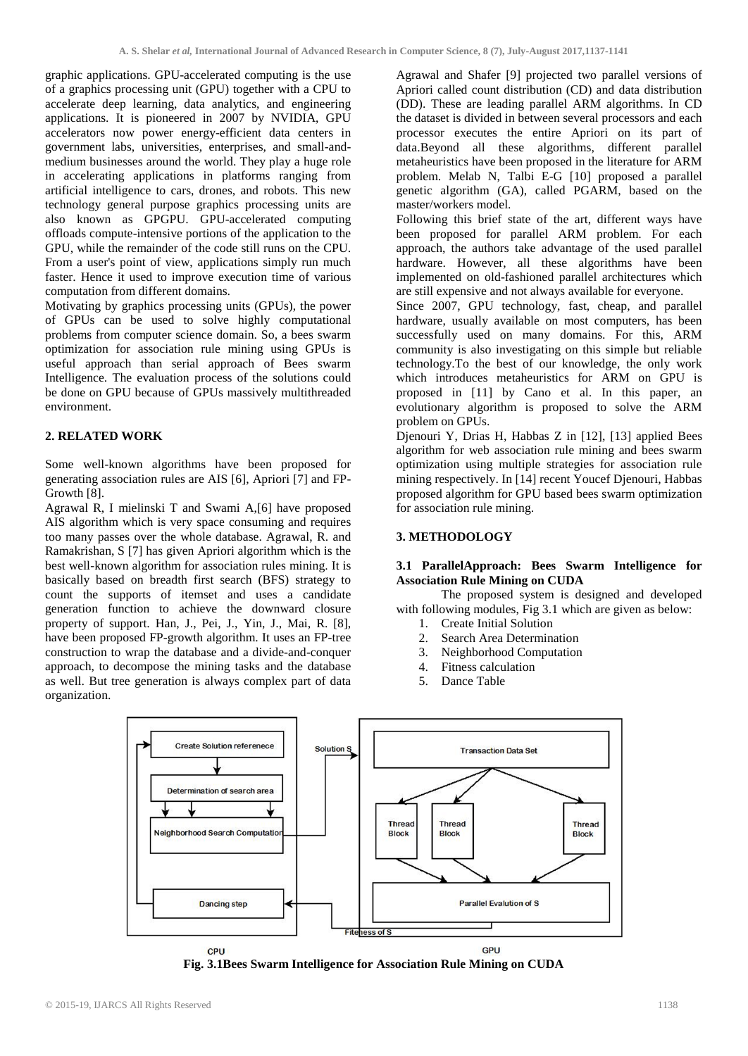graphic applications. GPU-accelerated computing is the use of a graphics processing unit (GPU) together with a CPU to accelerate deep learning, data analytics, and engineering applications. It is pioneered in 2007 by NVIDIA, GPU accelerators now power energy-efficient data centers in government labs, universities, enterprises, and small-and-medium businesses around the world. They play a huge role in accelerating applications in platforms ranging from artificial intelligence to cars, drones, and robots. This new technology general purpose graphics processing units are also known as GPGPU. GPU-accelerated computing offloads compute-intensive portions of the application to the GPU, while the remainder of the code still runs on the CPU. From a user's point of view, applications simply run much faster. Hence it used to improve execution time of various computation from different domains.

Motivating by graphics processing units (GPUs), the power of GPUs can be used to solve highly computational problems from computer science domain. So, a bees swarm optimization for association rule mining using GPUs is useful approach than serial approach of Bees swarm Intelligence. The evaluation process of the solutions could be done on GPU because of GPUs massively multithreaded environment.

## 2. RELATED WORK

Some well-known algorithms have been proposed for generating association rules are AIS [6], Apriori [7] and FP-Growth [8].

Agrawal R, I mielinski T and Swami A,[6] have proposed AIS algorithm which is very space consuming and requires too many passes over the whole database. Agrawal, R. and Ramakrishan, S [7] has given Apriori algorithm which is the best well-known algorithm for association rules mining. It is basically based on breadth first search (BFS) strategy to count the supports of itemset and uses a candidate generation function to achieve the downward closure property of support. Han, J., Pei, J., Yin, J., Mai, R. [8], have been proposed FP-growth algorithm. It uses an FP-tree construction to wrap the database and a divide-and-conquer approach, to decompose the mining tasks and the database as well. But tree generation is always complex part of data organization.

Agrawal and Shafer [9] projected two parallel versions of Apriori called count distribution (CD) and data distribution (DD). These are leading parallel ARM algorithms. In CD the dataset is divided in between several processors and each processor executes the entire Apriori on its part of data.Beyond all these algorithms, different parallel metaheuristics have been proposed in the literature for ARM problem. Melab N, Talbi E-G [10] proposed a parallel genetic algorithm (GA), called PGARM, based on the master/workers model.

Following this brief state of the art, different ways have been proposed for parallel ARM problem. For each approach, the authors take advantage of the used parallel hardware. However, all these algorithms have been implemented on old-fashioned parallel architectures which are still expensive and not always available for everyone.

Since 2007, GPU technology, fast, cheap, and parallel hardware, usually available on most computers, has been successfully used on many domains. For this, ARM community is also investigating on this simple but reliable technology.To the best of our knowledge, the only work which introduces metaheuristics for ARM on GPU is proposed in [11] by Cano et al. In this paper, an evolutionary algorithm is proposed to solve the ARM problem on GPUs.

Djenouri Y, Drias H, Habbas Z in [12], [13] applied Bees algorithm for web association rule mining and bees swarm optimization using multiple strategies for association rule mining respectively. In [14] recent Youcef Djenouri, Habbas proposed algorithm for GPU based bees swarm optimization for association rule mining.

## 3. METHODOLOGY

### 3.1 ParallelApproach: Bees Swarm Intelligence for Association Rule Mining on CUDA

The proposed system is designed and developed with following modules, Fig 3.1 which are given as below:

1. Create Initial Solution
2. Search Area Determination
3. Neighborhood Computation
4. Fitness calculation
5. Dance Table

**Fig. 3.1Bees Swarm Intelligence for Association Rule Mining on CUDA**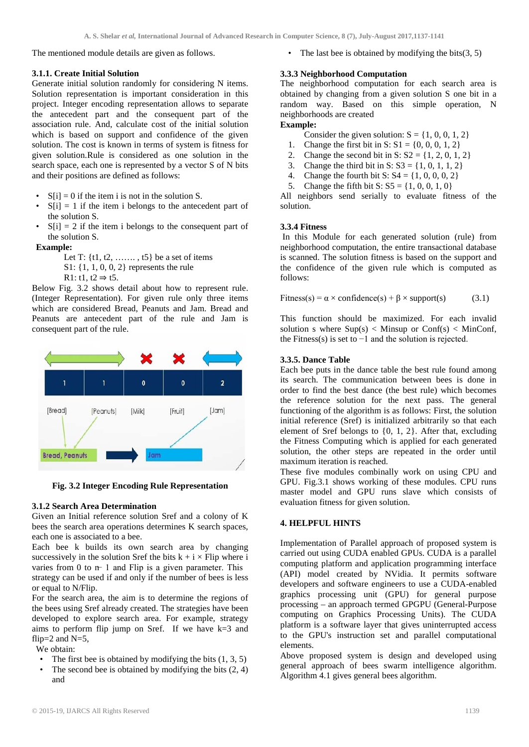The mentioned module details are given as follows.

### 3.1.1. Create Initial Solution

Generate initial solution randomly for considering N items. Solution representation is important consideration in this project. Integer encoding representation allows to separate the antecedent part and the consequent part of the association rule. And, calculate cost of the initial solution which is based on support and confidence of the given solution. The cost is known in terms of system is fitness for given solution.Rule is considered as one solution in the search space, each one is represented by a vector S of N bits and their positions are defined as follows:

- S[i] = 0 if the item i is not in the solution S.
- S[i] = 1 if the item i belongs to the antecedent part of the solution S.
- S[i] = 2 if the item i belongs to the consequent part of the solution S.

**Example:**

Let T: {t1, t2, ……. , t5} be a set of items

S1: {1, 1, 0, 0, 2} represents the rule

R1: t1, t2 ⇒ t5.

Below Fig. 3.2 shows detail about how to represent rule. (Integer Representation). For given rule only three items which are considered Bread, Peanuts and Jam. Bread and Peanuts are antecedent part of the rule and Jam is consequent part of the rule.

**Fig. 3.2 Integer Encoding Rule Representation**

### 3.1.2 Search Area Determination

Given an Initial reference solution Sref and a colony of K bees the search area operations determines K search spaces, each one is associated to a bee.

Each bee k builds its own search area by changing successively in the solution Sref the bits k + i × Flip where i varies from 0 to n- 1 and Flip is a given parameter. This strategy can be used if and only if the number of bees is less or equal to N/Flip.

For the search area, the aim is to determine the regions of the bees using Sref already created. The strategies have been developed to explore search area. For example, strategy aims to perform flip jump on Sref. If we have k=3 and flip=2 and N=5,

We obtain:

- The first bee is obtained by modifying the bits (1, 3, 5)
- The second bee is obtained by modifying the bits (2, 4) and
- The last bee is obtained by modifying the bits(3, 5)

### 3.3.3 Neighborhood Computation

The neighborhood computation for each search area is obtained by changing from a given solution S one bit in a random way. Based on this simple operation, N neighborhoods are created

**Example:**

Consider the given solution: S = {1, 0, 0, 1, 2}

1. Change the first bit in S: S1 = {0, 0, 0, 1, 2}
2. Change the second bit in S: S2 = {1, 2, 0, 1, 2}
3. Change the third bit in S: S3 = {1, 0, 1, 1, 2}
4. Change the fourth bit S: S4 = {1, 0, 0, 0, 2}
5. Change the fifth bit S: S5 = {1, 0, 0, 1, 0}

All neighbors send serially to evaluate fitness of the solution.

### 3.3.4 Fitness

In this Module for each generated solution (rule) from neighborhood computation, the entire transactional database is scanned. The solution fitness is based on the support and the confidence of the given rule which is computed as follows:

$$\text{Fitness}(s) = \alpha \times \text{confidence}(s) + \beta \times \text{support}(s) \qquad (3.1)$$

This function should be maximized. For each invalid solution s where Sup(s) < Minsup or Conf(s) < MinConf, the Fitness(s) is set to −1 and the solution is rejected.

### 3.3.5. Dance Table

Each bee puts in the dance table the best rule found among its search. The communication between bees is done in order to find the best dance (the best rule) which becomes the reference solution for the next pass. The general functioning of the algorithm is as follows: First, the solution initial reference (Sref) is initialized arbitrarily so that each element of Sref belongs to {0, 1, 2}. After that, excluding the Fitness Computing which is applied for each generated solution, the other steps are repeated in the order until maximum iteration is reached.

These five modules combinally work on using CPU and GPU. Fig.3.1 shows working of these modules. CPU runs master model and GPU runs slave which consists of evaluation fitness for given solution.

## 4. HELPFUL HINTS

Implementation of Parallel approach of proposed system is carried out using CUDA enabled GPUs. CUDA is a parallel computing platform and application programming interface (API) model created by NVidia. It permits software developers and software engineers to use a CUDA-enabled graphics processing unit (GPU) for general purpose processing – an approach termed GPGPU (General-Purpose computing on Graphics Processing Units). The CUDA platform is a software layer that gives uninterrupted access to the GPU's instruction set and parallel computational elements.

Above proposed system is design and developed using general approach of bees swarm intelligence algorithm. Algorithm 4.1 gives general bees algorithm.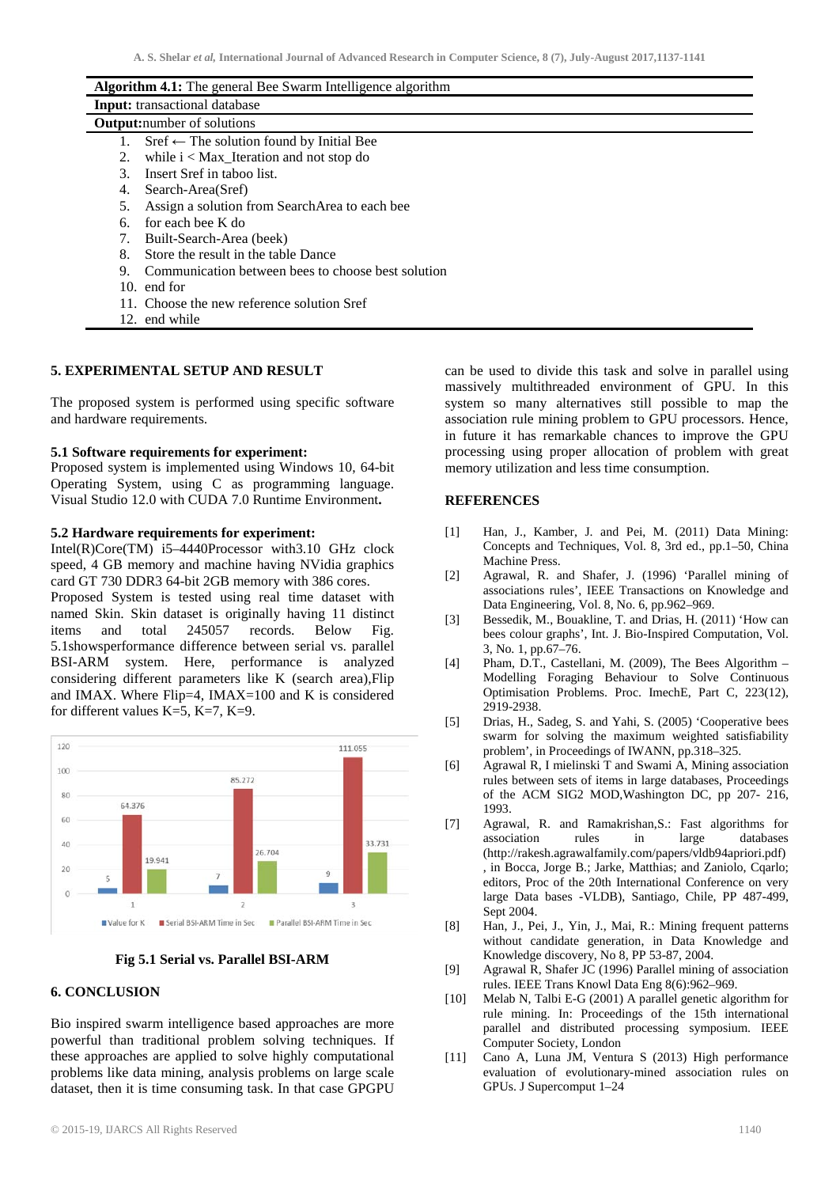**Algorithm 4.1:** The general Bee Swarm Intelligence algorithm

**Input:** transactional database

**Output:** number of solutions

1. Sref ← The solution found by Initial Bee
2. while i < Max_Iteration and not stop do
3. Insert Sref in taboo list.
4. Search-Area(Sref)
5. Assign a solution from SearchArea to each bee
6. for each bee K do
7. Built-Search-Area (beek)
8. Store the result in the table Dance
9. Communication between bees to choose best solution
10. end for
11. Choose the new reference solution Sref
12. end while

## 5. EXPERIMENTAL SETUP AND RESULT

The proposed system is performed using specific software and hardware requirements.

### 5.1 Software requirements for experiment:

Proposed system is implemented using Windows 10, 64-bit Operating System, using C as programming language. Visual Studio 12.0 with CUDA 7.0 Runtime Environment.

### 5.2 Hardware requirements for experiment:

Intel(R)Core(TM) i5–4440Processor with3.10 GHz clock speed, 4 GB memory and machine having NVidia graphics card GT 730 DDR3 64-bit 2GB memory with 386 cores.

Proposed System is tested using real time dataset with named Skin. Skin dataset is originally having 11 distinct items and total 245057 records. Below Fig. 5.1showsperformance difference between serial vs. parallel BSI-ARM system. Here, performance is analyzed considering different parameters like K (search area),Flip and IMAX. Where Flip=4, IMAX=100 and K is considered for different values K=5, K=7, K=9.

| | Value for K | Serial BSI-ARM Time in Sec | Parallel BSI-ARM Time in Sec |
|---|---|---|---|
| 1 | 5 | 64.376 | 19.941 |
| 2 | 7 | 85.272 | 26.704 |
| 3 | 9 | 111.055 | 33.731 |

**Fig 5.1 Serial vs. Parallel BSI-ARM**

## 6. CONCLUSION

Bio inspired swarm intelligence based approaches are more powerful than traditional problem solving techniques. If these approaches are applied to solve highly computational problems like data mining, analysis problems on large scale dataset, then it is time consuming task. In that case GPGPU can be used to divide this task and solve in parallel using massively multithreaded environment of GPU. In this system so many alternatives still possible to map the association rule mining problem to GPU processors. Hence, in future it has remarkable chances to improve the GPU processing using proper allocation of problem with great memory utilization and less time consumption.

## REFERENCES

[1] Han, J., Kamber, J. and Pei, M. (2011) Data Mining: Concepts and Techniques, Vol. 8, 3rd ed., pp.1–50, China Machine Press.

[2] Agrawal, R. and Shafer, J. (1996) 'Parallel mining of associations rules', IEEE Transactions on Knowledge and Data Engineering, Vol. 8, No. 6, pp.962–969.

[3] Bessedik, M., Bouakline, T. and Drias, H. (2011) 'How can bees colour graphs', Int. J. Bio-Inspired Computation, Vol. 3, No. 1, pp.67–76.

[4] Pham, D.T., Castellani, M. (2009), The Bees Algorithm – Modelling Foraging Behaviour to Solve Continuous Optimisation Problems. Proc. ImechE, Part C, 223(12), 2919-2938.

[5] Drias, H., Sadeg, S. and Yahi, S. (2005) 'Cooperative bees swarm for solving the maximum weighted satisfiability problem', in Proceedings of IWANN, pp.318–325.

[6] Agrawal R, I mielinski T and Swami A, Mining association rules between sets of items in large databases, Proceedings of the ACM SIG2 MOD,Washington DC, pp 207- 216, 1993.

[7] Agrawal, R. and Ramakrishan,S.: Fast algorithms for association rules in large databases (http://rakesh.agrawalfamily.com/papers/vldb94apriori.pdf) , in Bocca, Jorge B.; Jarke, Matthias; and Zaniolo, Cqarlo; editors, Proc of the 20th International Conference on very large Data bases -VLDB), Santiago, Chile, PP 487-499, Sept 2004.

[8] Han, J., Pei, J., Yin, J., Mai, R.: Mining frequent patterns without candidate generation, in Data Knowledge and Knowledge discovery, No 8, PP 53-87, 2004.

[9] Agrawal R, Shafer JC (1996) Parallel mining of association rules. IEEE Trans Knowl Data Eng 8(6):962–969.

[10] Melab N, Talbi E-G (2001) A parallel genetic algorithm for rule mining. In: Proceedings of the 15th international parallel and distributed processing symposium. IEEE Computer Society, London

[11] Cano A, Luna JM, Ventura S (2013) High performance evaluation of evolutionary-mined association rules on GPUs. J Supercomput 1–24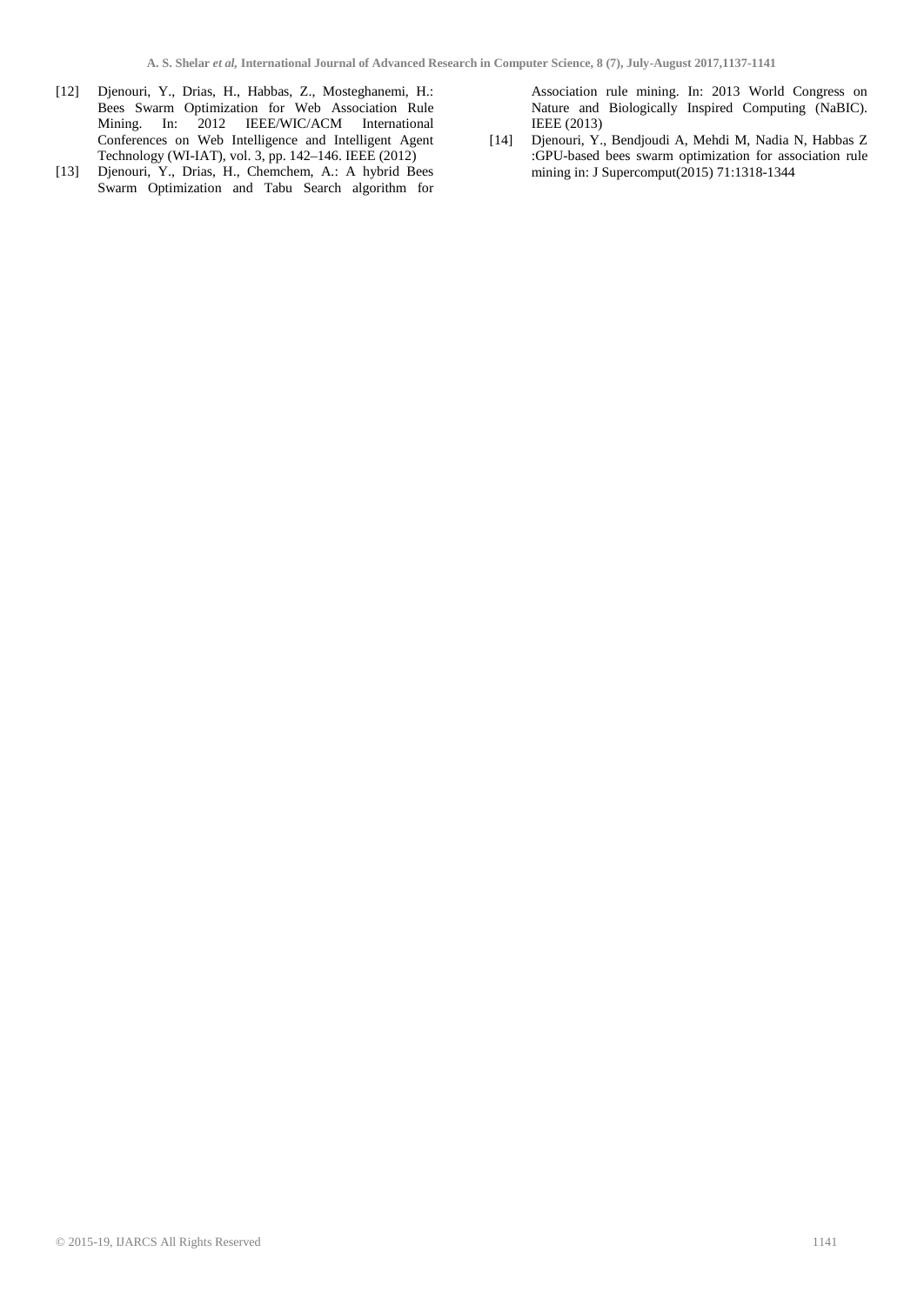[12] Djenouri, Y., Drias, H., Habbas, Z., Mosteghanemi, H.: Bees Swarm Optimization for Web Association Rule Mining. In: 2012 IEEE/WIC/ACM International Conferences on Web Intelligence and Intelligent Agent Technology (WI-IAT), vol. 3, pp. 142–146. IEEE (2012)

[13] Djenouri, Y., Drias, H., Chemchem, A.: A hybrid Bees Swarm Optimization and Tabu Search algorithm for Association rule mining. In: 2013 World Congress on Nature and Biologically Inspired Computing (NaBIC). IEEE (2013)

[14] Djenouri, Y., Bendjoudi A, Mehdi M, Nadia N, Habbas Z :GPU-based bees swarm optimization for association rule mining in: J Supercomput(2015) 71:1318-1344